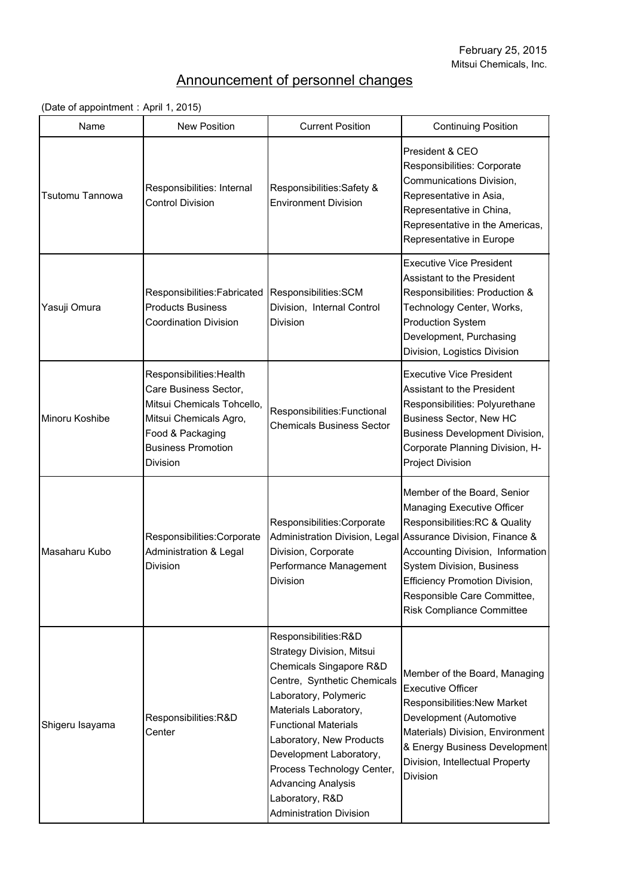February 25, 2015
Mitsui Chemicals, Inc.

# Announcement of personnel changes

(Date of appointment：April 1, 2015)

| Name | New Position | Current Position | Continuing Position |
|---|---|---|---|
| Tsutomu Tannowa | Responsibilities: Internal Control Division | Responsibilities:Safety & Environment Division | President & CEO<br>Responsibilities: Corporate Communications Division, Representative in Asia, Representative in China, Representative in the Americas, Representative in Europe |
| Yasuji Omura | Responsibilities:Fabricated Products Business Coordination Division | Responsibilities:SCM Division, Internal Control Division | Executive Vice President<br>Assistant to the President<br>Responsibilities: Production & Technology Center, Works, Production System Development, Purchasing Division, Logistics Division |
| Minoru Koshibe | Responsibilities:Health Care Business Sector, Mitsui Chemicals Tohcello, Mitsui Chemicals Agro, Food & Packaging Business Promotion Division | Responsibilities:Functional Chemicals Business Sector | Executive Vice President<br>Assistant to the President<br>Responsibilities: Polyurethane Business Sector, New HC Business Development Division, Corporate Planning Division, H-Project Division |
| Masaharu Kubo | Responsibilities:Corporate Administration & Legal Division | Responsibilities:Corporate Administration Division, Legal Division, Corporate Performance Management Division | Member of the Board, Senior Managing Executive Officer<br>Responsibilities:RC & Quality Assurance Division, Finance & Accounting Division, Information System Division, Business Efficiency Promotion Division, Responsible Care Committee, Risk Compliance Committee |
| Shigeru Isayama | Responsibilities:R&D Center | Responsibilities:R&D Strategy Division, Mitsui Chemicals Singapore R&D Centre, Synthetic Chemicals Laboratory, Polymeric Materials Laboratory, Functional Materials Laboratory, New Products Development Laboratory, Process Technology Center, Advancing Analysis Laboratory, R&D Administration Division | Member of the Board, Managing Executive Officer<br>Responsibilities:New Market Development (Automotive Materials) Division, Environment & Energy Business Development Division, Intellectual Property Division |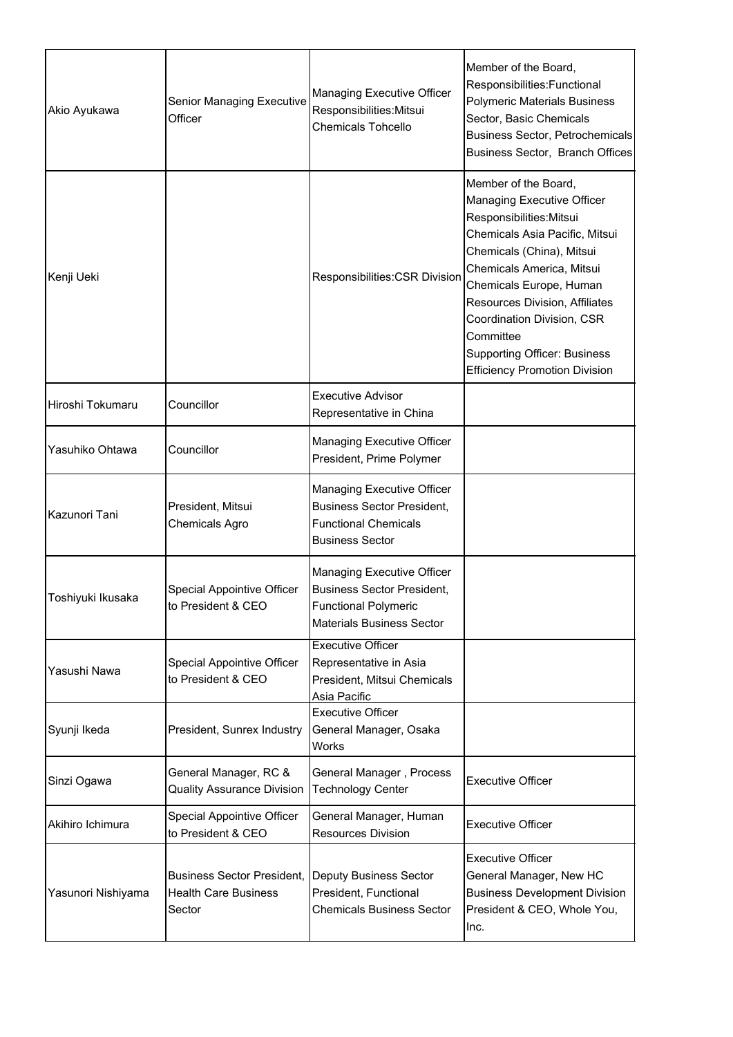| | | | |
|---|---|---|---|
| Akio Ayukawa | Senior Managing Executive Officer | Managing Executive Officer Responsibilities:Mitsui Chemicals Tohcello | Member of the Board, Responsibilities:Functional Polymeric Materials Business Sector, Basic Chemicals Business Sector, Petrochemicals Business Sector, Branch Offices |
| Kenji Ueki | | Responsibilities:CSR Division | Member of the Board, Managing Executive Officer Responsibilities:Mitsui Chemicals Asia Pacific, Mitsui Chemicals (China), Mitsui Chemicals America, Mitsui Chemicals Europe, Human Resources Division, Affiliates Coordination Division, CSR Committee Supporting Officer: Business Efficiency Promotion Division |
| Hiroshi Tokumaru | Councillor | Executive Advisor Representative in China | |
| Yasuhiko Ohtawa | Councillor | Managing Executive Officer President, Prime Polymer | |
| Kazunori Tani | President, Mitsui Chemicals Agro | Managing Executive Officer Business Sector President, Functional Chemicals Business Sector | |
| Toshiyuki Ikusaka | Special Appointive Officer to President & CEO | Managing Executive Officer Business Sector President, Functional Polymeric Materials Business Sector | |
| Yasushi Nawa | Special Appointive Officer to President & CEO | Executive Officer Representative in Asia President, Mitsui Chemicals Asia Pacific | |
| Syunji Ikeda | President, Sunrex Industry | Executive Officer General Manager, Osaka Works | |
| Sinzi Ogawa | General Manager, RC & Quality Assurance Division | General Manager , Process Technology Center | Executive Officer |
| Akihiro Ichimura | Special Appointive Officer to President & CEO | General Manager, Human Resources Division | Executive Officer |
| Yasunori Nishiyama | Business Sector President, Health Care Business Sector | Deputy Business Sector President, Functional Chemicals Business Sector | Executive Officer General Manager, New HC Business Development Division President & CEO, Whole You, Inc. |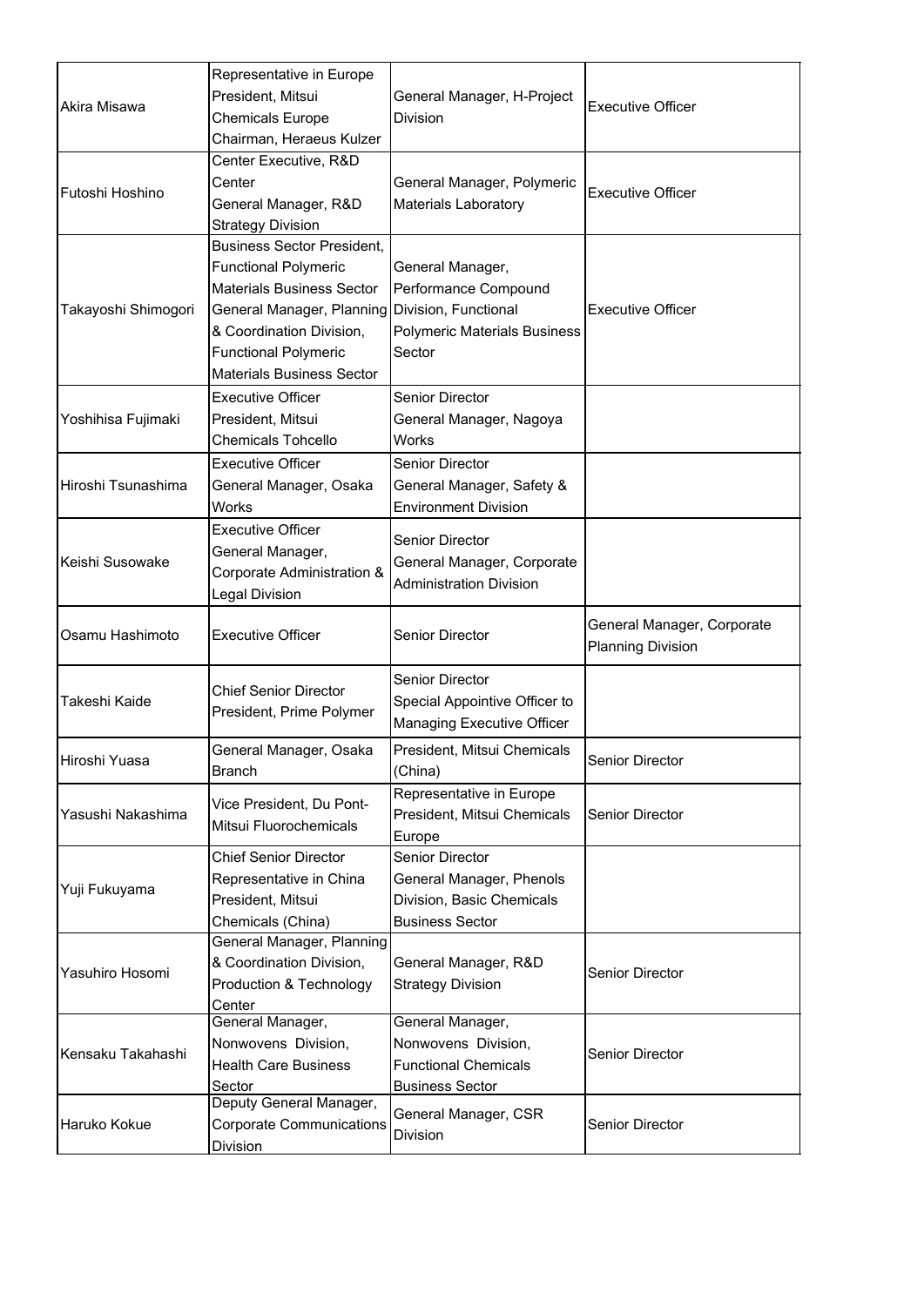| | | | |
|---|---|---|---|
| Akira Misawa | Representative in Europe<br>President, Mitsui Chemicals Europe<br>Chairman, Heraeus Kulzer | General Manager, H-Project Division | Executive Officer |
| Futoshi Hoshino | Center Executive, R&D Center<br>General Manager, R&D Strategy Division | General Manager, Polymeric Materials Laboratory | Executive Officer |
| Takayoshi Shimogori | Business Sector President, Functional Polymeric Materials Business Sector<br>General Manager, Planning & Coordination Division, Functional Polymeric Materials Business Sector | General Manager, Performance Compound Division, Functional Polymeric Materials Business Sector | Executive Officer |
| Yoshihisa Fujimaki | Executive Officer<br>President, Mitsui Chemicals Tohcello | Senior Director<br>General Manager, Nagoya Works | |
| Hiroshi Tsunashima | Executive Officer<br>General Manager, Osaka Works | Senior Director<br>General Manager, Safety & Environment Division | |
| Keishi Susowake | Executive Officer<br>General Manager, Corporate Administration & Legal Division | Senior Director<br>General Manager, Corporate Administration Division | |
| Osamu Hashimoto | Executive Officer | Senior Director | General Manager, Corporate Planning Division |
| Takeshi Kaide | Chief Senior Director<br>President, Prime Polymer | Senior Director<br>Special Appointive Officer to Managing Executive Officer | |
| Hiroshi Yuasa | General Manager, Osaka Branch | President, Mitsui Chemicals (China) | Senior Director |
| Yasushi Nakashima | Vice President, Du Pont-Mitsui Fluorochemicals | Representative in Europe<br>President, Mitsui Chemicals Europe | Senior Director |
| Yuji Fukuyama | Chief Senior Director<br>Representative in China<br>President, Mitsui Chemicals (China) | Senior Director<br>General Manager, Phenols Division, Basic Chemicals Business Sector | |
| Yasuhiro Hosomi | General Manager, Planning & Coordination Division, Production & Technology Center | General Manager, R&D Strategy Division | Senior Director |
| Kensaku Takahashi | General Manager, Nonwovens Division, Health Care Business Sector | General Manager, Nonwovens Division, Functional Chemicals Business Sector | Senior Director |
| Haruko Kokue | Deputy General Manager, Corporate Communications Division | General Manager, CSR Division | Senior Director |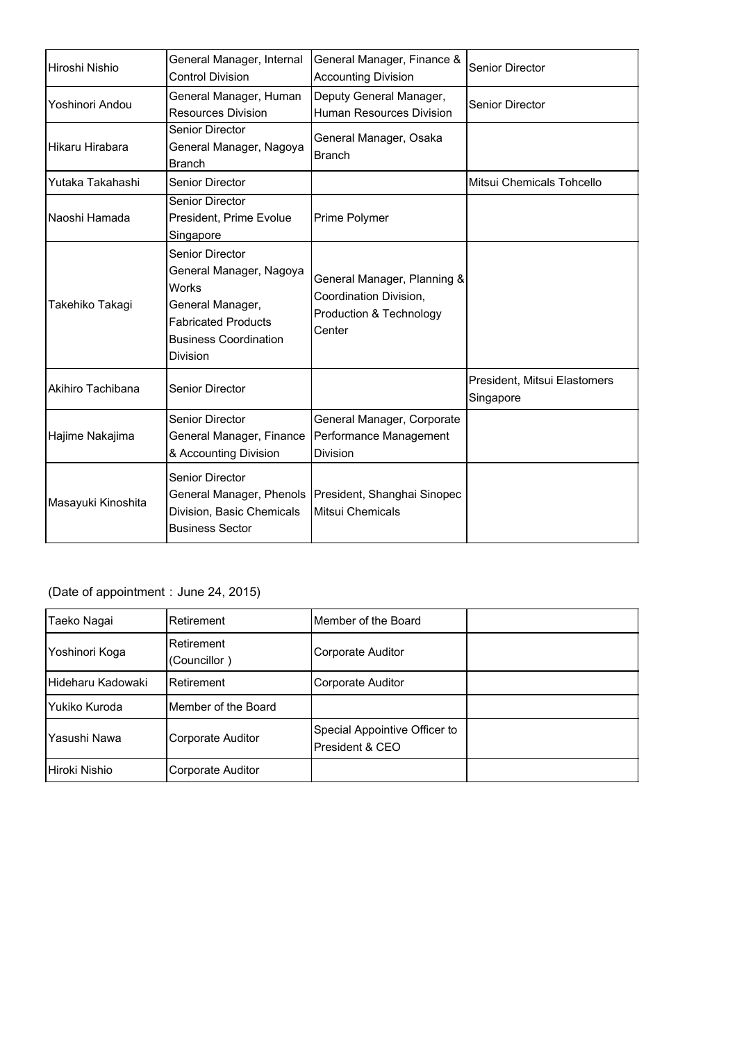| | | | |
|---|---|---|---|
| Hiroshi Nishio | General Manager, Internal Control Division | General Manager, Finance & Accounting Division | Senior Director |
| Yoshinori Andou | General Manager, Human Resources Division | Deputy General Manager, Human Resources Division | Senior Director |
| Hikaru Hirabara | Senior Director<br>General Manager, Nagoya Branch | General Manager, Osaka Branch | |
| Yutaka Takahashi | Senior Director | | Mitsui Chemicals Tohcello |
| Naoshi Hamada | Senior Director<br>President, Prime Evolue Singapore | Prime Polymer | |
| Takehiko Takagi | Senior Director<br>General Manager, Nagoya Works<br>General Manager, Fabricated Products Business Coordination Division | General Manager, Planning & Coordination Division, Production & Technology Center | |
| Akihiro Tachibana | Senior Director | | President, Mitsui Elastomers Singapore |
| Hajime Nakajima | Senior Director<br>General Manager, Finance & Accounting Division | General Manager, Corporate Performance Management Division | |
| Masayuki Kinoshita | Senior Director<br>General Manager, Phenols Division, Basic Chemicals Business Sector | President, Shanghai Sinopec Mitsui Chemicals | |

(Date of appointment：June 24, 2015)

| | | | |
|---|---|---|---|
| Taeko Nagai | Retirement | Member of the Board | |
| Yoshinori Koga | Retirement (Councillor ) | Corporate Auditor | |
| Hideharu Kadowaki | Retirement | Corporate Auditor | |
| Yukiko Kuroda | Member of the Board | | |
| Yasushi Nawa | Corporate Auditor | Special Appointive Officer to President & CEO | |
| Hiroki Nishio | Corporate Auditor | | |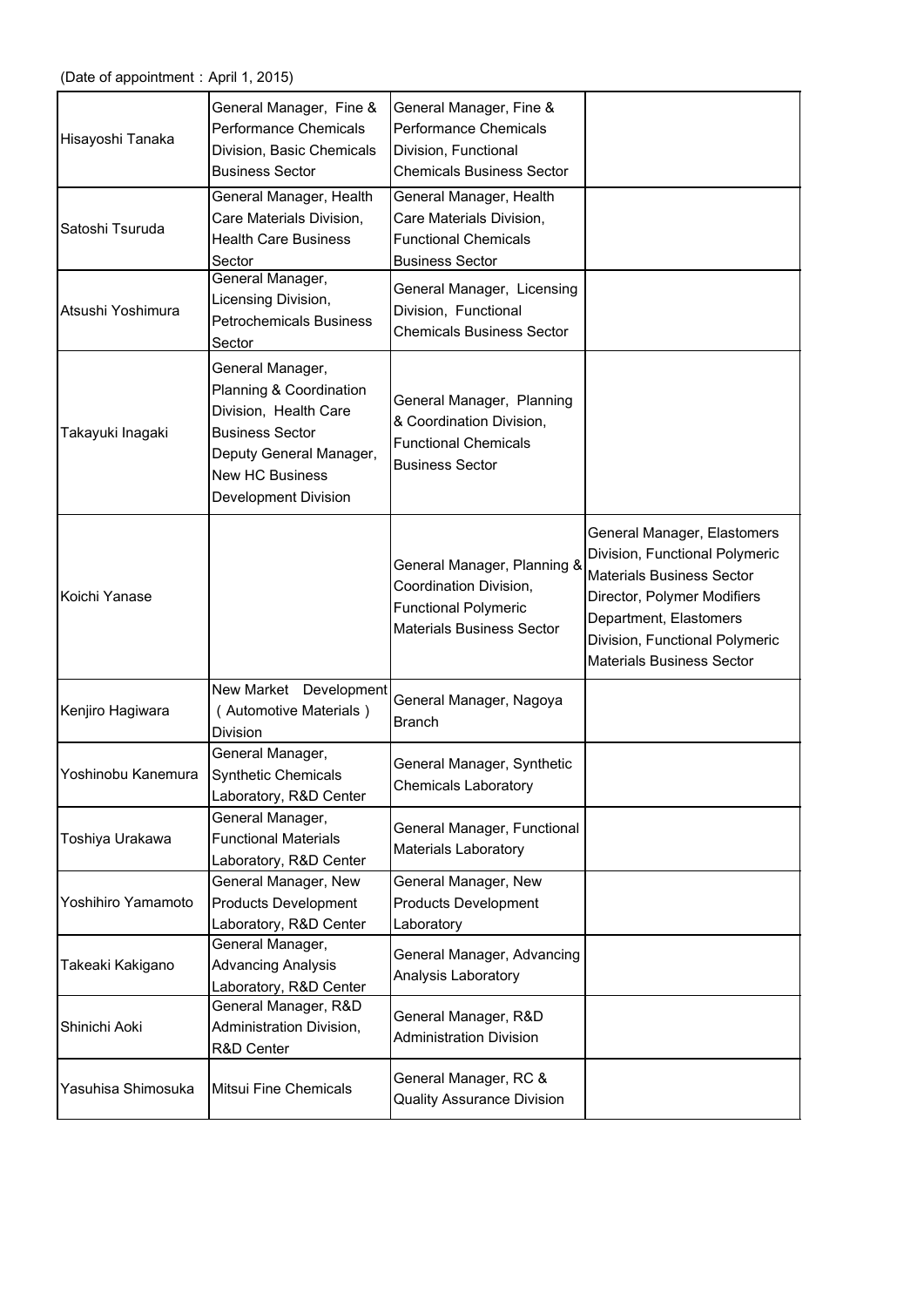(Date of appointment：April 1, 2015)

| | | | |
|---|---|---|---|
| Hisayoshi Tanaka | General Manager, Fine & Performance Chemicals Division, Basic Chemicals Business Sector | General Manager, Fine & Performance Chemicals Division, Functional Chemicals Business Sector | |
| Satoshi Tsuruda | General Manager, Health Care Materials Division, Health Care Business Sector | General Manager, Health Care Materials Division, Functional Chemicals Business Sector | |
| Atsushi Yoshimura | General Manager, Licensing Division, Petrochemicals Business Sector | General Manager, Licensing Division, Functional Chemicals Business Sector | |
| Takayuki Inagaki | General Manager, Planning & Coordination Division, Health Care Business Sector<br>Deputy General Manager, New HC Business Development Division | General Manager, Planning & Coordination Division, Functional Chemicals Business Sector | |
| Koichi Yanase | | General Manager, Planning & Coordination Division, Functional Polymeric Materials Business Sector | General Manager, Elastomers Division, Functional Polymeric Materials Business Sector<br>Director, Polymer Modifiers Department, Elastomers Division, Functional Polymeric Materials Business Sector |
| Kenjiro Hagiwara | New Market Development (Automotive Materials) Division | General Manager, Nagoya Branch | |
| Yoshinobu Kanemura | General Manager, Synthetic Chemicals Laboratory, R&D Center | General Manager, Synthetic Chemicals Laboratory | |
| Toshiya Urakawa | General Manager, Functional Materials Laboratory, R&D Center | General Manager, Functional Materials Laboratory | |
| Yoshihiro Yamamoto | General Manager, New Products Development Laboratory, R&D Center | General Manager, New Products Development Laboratory | |
| Takeaki Kakigano | General Manager, Advancing Analysis Laboratory, R&D Center | General Manager, Advancing Analysis Laboratory | |
| Shinichi Aoki | General Manager, R&D Administration Division, R&D Center | General Manager, R&D Administration Division | |
| Yasuhisa Shimosuka | Mitsui Fine Chemicals | General Manager, RC & Quality Assurance Division | |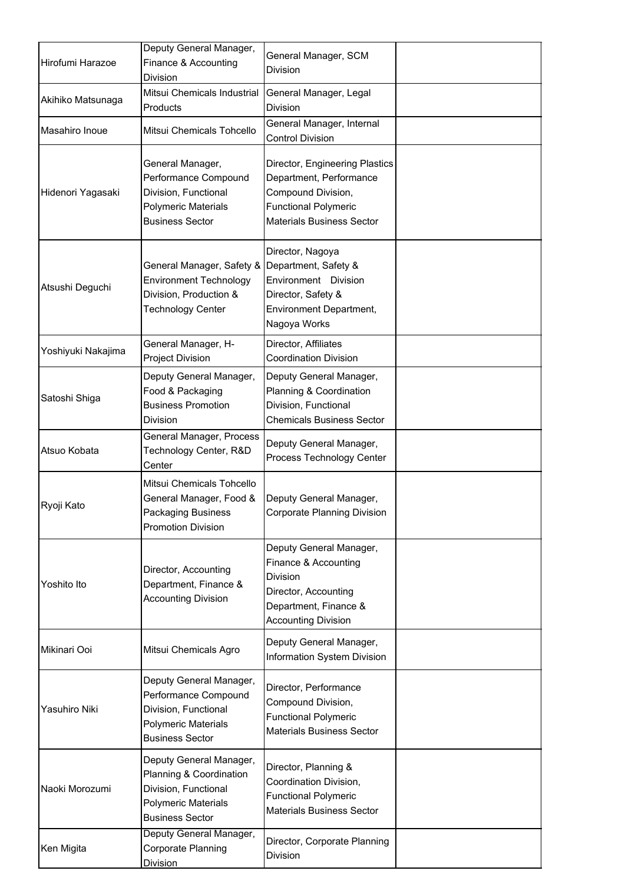| | | | |
|---|---|---|---|
| Hirofumi Harazoe | Deputy General Manager, Finance & Accounting Division | General Manager, SCM Division | |
| Akihiko Matsunaga | Mitsui Chemicals Industrial Products | General Manager, Legal Division | |
| Masahiro Inoue | Mitsui Chemicals Tohcello | General Manager, Internal Control Division | |
| Hidenori Yagasaki | General Manager, Performance Compound Division, Functional Polymeric Materials Business Sector | Director, Engineering Plastics Department, Performance Compound Division, Functional Polymeric Materials Business Sector | |
| Atsushi Deguchi | General Manager, Safety & Environment Technology Division, Production & Technology Center | Director, Nagoya Department, Safety & Environment Division Director, Safety & Environment Department, Nagoya Works | |
| Yoshiyuki Nakajima | General Manager, H-Project Division | Director, Affiliates Coordination Division | |
| Satoshi Shiga | Deputy General Manager, Food & Packaging Business Promotion Division | Deputy General Manager, Planning & Coordination Division, Functional Chemicals Business Sector | |
| Atsuo Kobata | General Manager, Process Technology Center, R&D Center | Deputy General Manager, Process Technology Center | |
| Ryoji Kato | Mitsui Chemicals Tohcello General Manager, Food & Packaging Business Promotion Division | Deputy General Manager, Corporate Planning Division | |
| Yoshito Ito | Director, Accounting Department, Finance & Accounting Division | Deputy General Manager, Finance & Accounting Division Director, Accounting Department, Finance & Accounting Division | |
| Mikinari Ooi | Mitsui Chemicals Agro | Deputy General Manager, Information System Division | |
| Yasuhiro Niki | Deputy General Manager, Performance Compound Division, Functional Polymeric Materials Business Sector | Director, Performance Compound Division, Functional Polymeric Materials Business Sector | |
| Naoki Morozumi | Deputy General Manager, Planning & Coordination Division, Functional Polymeric Materials Business Sector | Director, Planning & Coordination Division, Functional Polymeric Materials Business Sector | |
| Ken Migita | Deputy General Manager, Corporate Planning Division | Director, Corporate Planning Division | |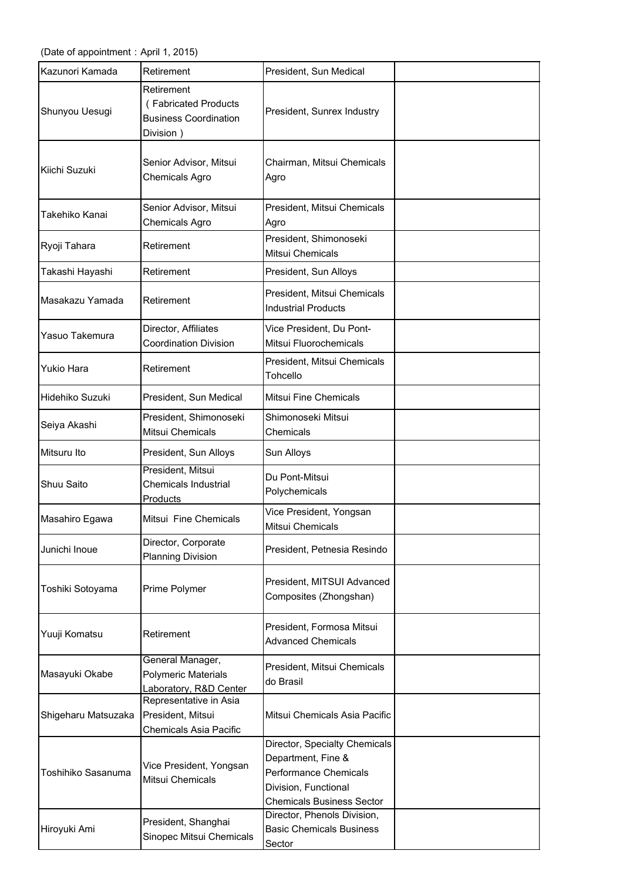(Date of appointment：April 1, 2015)

| | | | |
|---|---|---|---|
| Kazunori Kamada | Retirement | President, Sun Medical | |
| Shunyou Uesugi | Retirement （Fabricated Products Business Coordination Division） | President, Sunrex Industry | |
| Kiichi Suzuki | Senior Advisor, Mitsui Chemicals Agro | Chairman, Mitsui Chemicals Agro | |
| Takehiko Kanai | Senior Advisor, Mitsui Chemicals Agro | President, Mitsui Chemicals Agro | |
| Ryoji Tahara | Retirement | President, Shimonoseki Mitsui Chemicals | |
| Takashi Hayashi | Retirement | President, Sun Alloys | |
| Masakazu Yamada | Retirement | President, Mitsui Chemicals Industrial Products | |
| Yasuo Takemura | Director, Affiliates Coordination Division | Vice President, Du Pont-Mitsui Fluorochemicals | |
| Yukio Hara | Retirement | President, Mitsui Chemicals Tohcello | |
| Hidehiko Suzuki | President, Sun Medical | Mitsui Fine Chemicals | |
| Seiya Akashi | President, Shimonoseki Mitsui Chemicals | Shimonoseki Mitsui Chemicals | |
| Mitsuru Ito | President, Sun Alloys | Sun Alloys | |
| Shuu Saito | President, Mitsui Chemicals Industrial Products | Du Pont-Mitsui Polychemicals | |
| Masahiro Egawa | Mitsui Fine Chemicals | Vice President, Yongsan Mitsui Chemicals | |
| Junichi Inoue | Director, Corporate Planning Division | President, Petnesia Resindo | |
| Toshiki Sotoyama | Prime Polymer | President, MITSUI Advanced Composites (Zhongshan) | |
| Yuuji Komatsu | Retirement | President, Formosa Mitsui Advanced Chemicals | |
| Masayuki Okabe | General Manager, Polymeric Materials Laboratory, R&D Center | President, Mitsui Chemicals do Brasil | |
| Shigeharu Matsuzaka | Representative in Asia President, Mitsui Chemicals Asia Pacific | Mitsui Chemicals Asia Pacific | |
| Toshihiko Sasanuma | Vice President, Yongsan Mitsui Chemicals | Director, Specialty Chemicals Department, Fine & Performance Chemicals Division, Functional Chemicals Business Sector | |
| Hiroyuki Ami | President, Shanghai Sinopec Mitsui Chemicals | Director, Phenols Division, Basic Chemicals Business Sector | |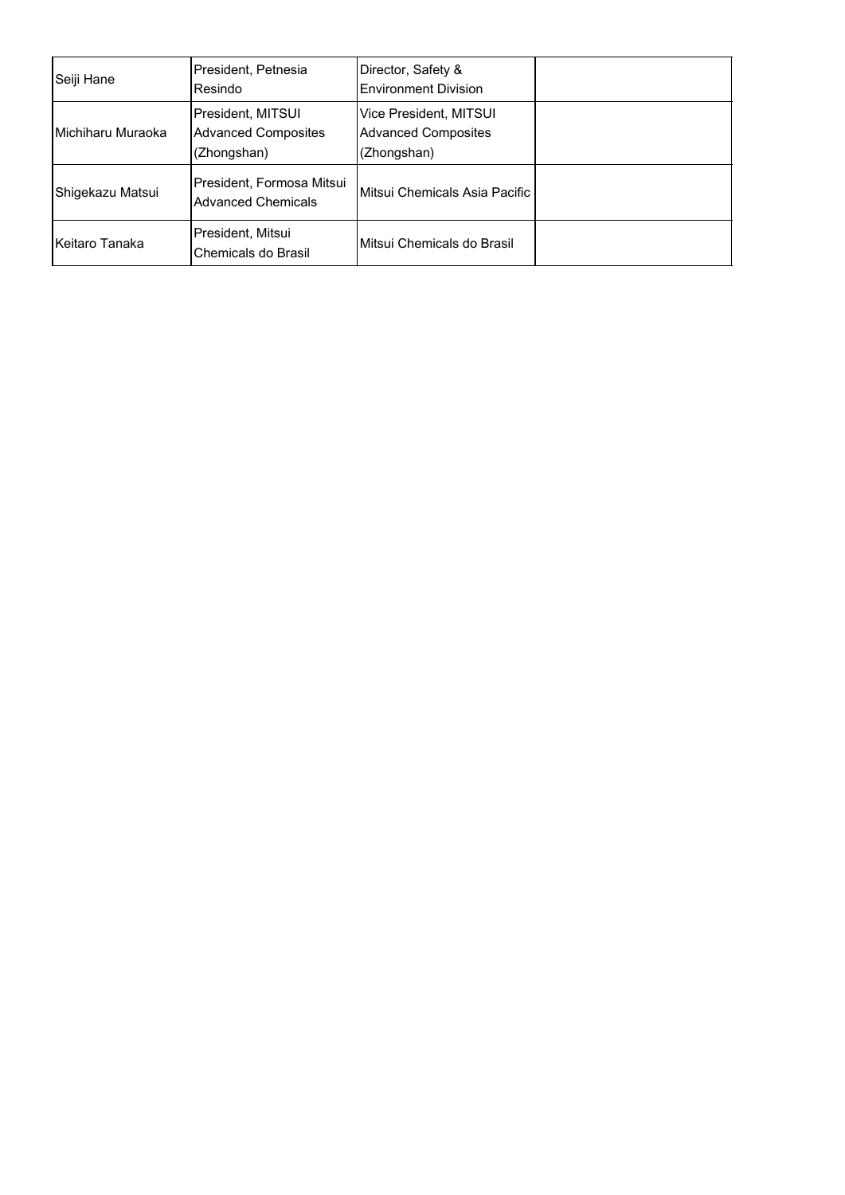| | | | |
|---|---|---|---|
| Seiji Hane | President, Petnesia Resindo | Director, Safety & Environment Division | |
| Michiharu Muraoka | President, MITSUI Advanced Composites (Zhongshan) | Vice President, MITSUI Advanced Composites (Zhongshan) | |
| Shigekazu Matsui | President, Formosa Mitsui Advanced Chemicals | Mitsui Chemicals Asia Pacific | |
| Keitaro Tanaka | President, Mitsui Chemicals do Brasil | Mitsui Chemicals do Brasil | |